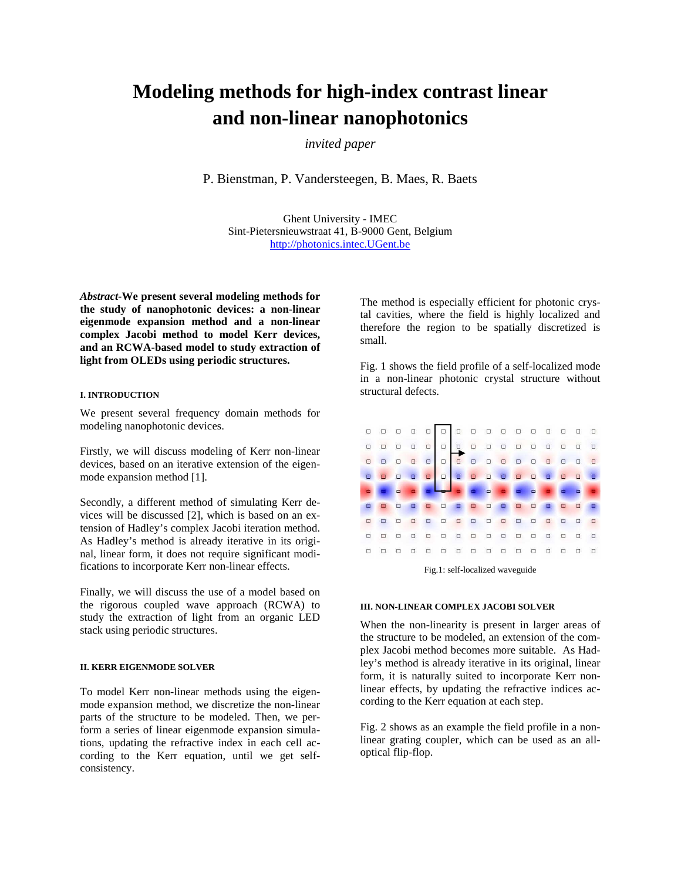# Modeling methods for high-index contrast linear and non-linear nanophotonics

*invited paper*

P. Bienstman, P. Vandersteegen, B. Maes, R. Baets

Ghent University - IMEC
Sint-Pietersnieuwstraat 41, B-9000 Gent, Belgium
http://photonics.intec.UGent.be

***Abstract*-We present several modeling methods for the study of nanophotonic devices: a non-linear eigenmode expansion method and a non-linear complex Jacobi method to model Kerr devices, and an RCWA-based model to study extraction of light from OLEDs using periodic structures.**

## I. INTRODUCTION

We present several frequency domain methods for modeling nanophotonic devices.

Firstly, we will discuss modeling of Kerr non-linear devices, based on an iterative extension of the eigenmode expansion method [1].

Secondly, a different method of simulating Kerr devices will be discussed [2], which is based on an extension of Hadley's complex Jacobi iteration method. As Hadley's method is already iterative in its original, linear form, it does not require significant modifications to incorporate Kerr non-linear effects.

Finally, we will discuss the use of a model based on the rigorous coupled wave approach (RCWA) to study the extraction of light from an organic LED stack using periodic structures.

## II. KERR EIGENMODE SOLVER

To model Kerr non-linear methods using the eigenmode expansion method, we discretize the non-linear parts of the structure to be modeled. Then, we perform a series of linear eigenmode expansion simulations, updating the refractive index in each cell according to the Kerr equation, until we get self-consistency.

The method is especially efficient for photonic crystal cavities, where the field is highly localized and therefore the region to be spatially discretized is small.

Fig. 1 shows the field profile of a self-localized mode in a non-linear photonic crystal structure without structural defects.

Fig.1: self-localized waveguide

## III. NON-LINEAR COMPLEX JACOBI SOLVER

When the non-linearity is present in larger areas of the structure to be modeled, an extension of the complex Jacobi method becomes more suitable. As Hadley's method is already iterative in its original, linear form, it is naturally suited to incorporate Kerr non-linear effects, by updating the refractive indices according to the Kerr equation at each step.

Fig. 2 shows as an example the field profile in a non-linear grating coupler, which can be used as an all-optical flip-flop.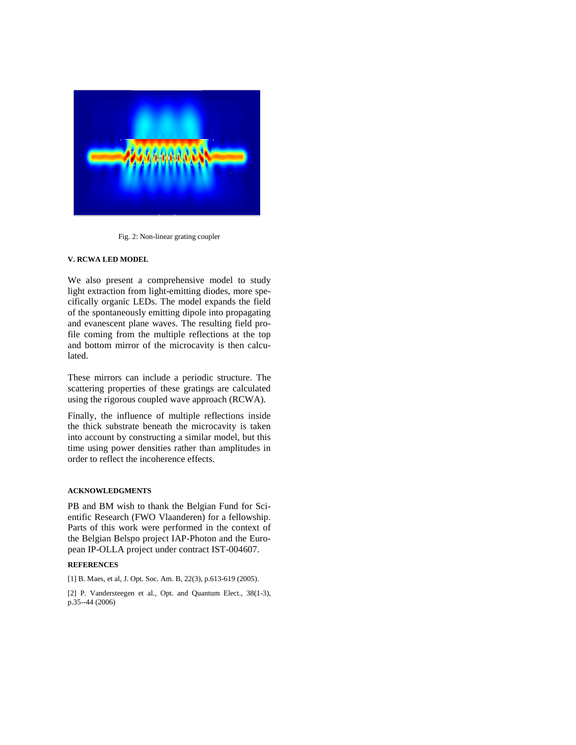Fig. 2: Non-linear grating coupler

### V. RCWA LED MODEL

We also present a comprehensive model to study light extraction from light-emitting diodes, more specifically organic LEDs. The model expands the field of the spontaneously emitting dipole into propagating and evanescent plane waves. The resulting field profile coming from the multiple reflections at the top and bottom mirror of the microcavity is then calculated.

These mirrors can include a periodic structure. The scattering properties of these gratings are calculated using the rigorous coupled wave approach (RCWA).

Finally, the influence of multiple reflections inside the thick substrate beneath the microcavity is taken into account by constructing a similar model, but this time using power densities rather than amplitudes in order to reflect the incoherence effects.

### ACKNOWLEDGMENTS

PB and BM wish to thank the Belgian Fund for Scientific Research (FWO Vlaanderen) for a fellowship. Parts of this work were performed in the context of the Belgian Belspo project IAP-Photon and the European IP-OLLA project under contract IST-004607.

### REFERENCES

[1] B. Maes, et al, J. Opt. Soc. Am. B, 22(3), p.613-619 (2005).

[2] P. Vandersteegen et al., Opt. and Quantum Elect., 38(1-3), p.35--44 (2006)